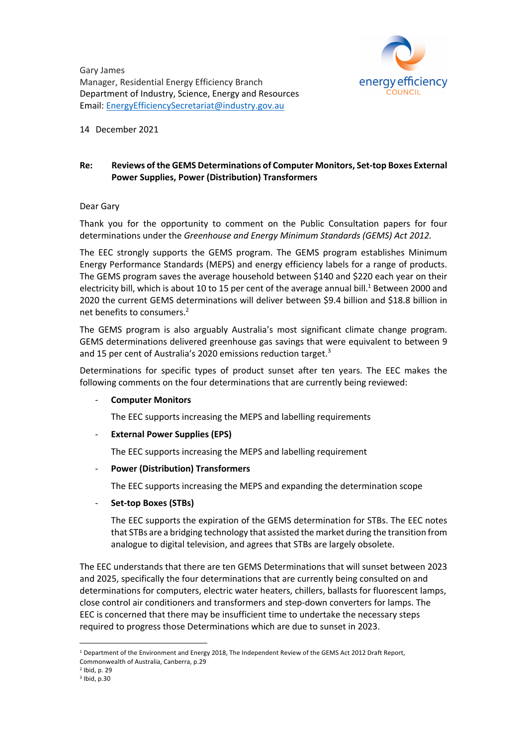Gary James
Manager, Residential Energy Efficiency Branch
Department of Industry, Science, Energy and Resources
Email: EnergyEfficiencySecretariat@industry.gov.au

14 December 2021

**Re: Reviews of the GEMS Determinations of Computer Monitors, Set-top Boxes External Power Supplies, Power (Distribution) Transformers**

Dear Gary

Thank you for the opportunity to comment on the Public Consultation papers for four determinations under the *Greenhouse and Energy Minimum Standards (GEMS) Act 2012.*

The EEC strongly supports the GEMS program. The GEMS program establishes Minimum Energy Performance Standards (MEPS) and energy efficiency labels for a range of products. The GEMS program saves the average household between $140 and $220 each year on their electricity bill, which is about 10 to 15 per cent of the average annual bill.[1] Between 2000 and 2020 the current GEMS determinations will deliver between $9.4 billion and $18.8 billion in net benefits to consumers.[2]

The GEMS program is also arguably Australia's most significant climate change program. GEMS determinations delivered greenhouse gas savings that were equivalent to between 9 and 15 per cent of Australia's 2020 emissions reduction target.[3]

Determinations for specific types of product sunset after ten years. The EEC makes the following comments on the four determinations that are currently being reviewed:

- **Computer Monitors**

  The EEC supports increasing the MEPS and labelling requirements

- **External Power Supplies (EPS)**

  The EEC supports increasing the MEPS and labelling requirement

- **Power (Distribution) Transformers**

  The EEC supports increasing the MEPS and expanding the determination scope

- **Set-top Boxes (STBs)**

  The EEC supports the expiration of the GEMS determination for STBs. The EEC notes that STBs are a bridging technology that assisted the market during the transition from analogue to digital television, and agrees that STBs are largely obsolete.

The EEC understands that there are ten GEMS Determinations that will sunset between 2023 and 2025, specifically the four determinations that are currently being consulted on and determinations for computers, electric water heaters, chillers, ballasts for fluorescent lamps, close control air conditioners and transformers and step-down converters for lamps. The EEC is concerned that there may be insufficient time to undertake the necessary steps required to progress those Determinations which are due to sunset in 2023.

[1] Department of the Environment and Energy 2018, The Independent Review of the GEMS Act 2012 Draft Report, Commonwealth of Australia, Canberra, p.29

[2] Ibid, p. 29

[3] Ibid, p.30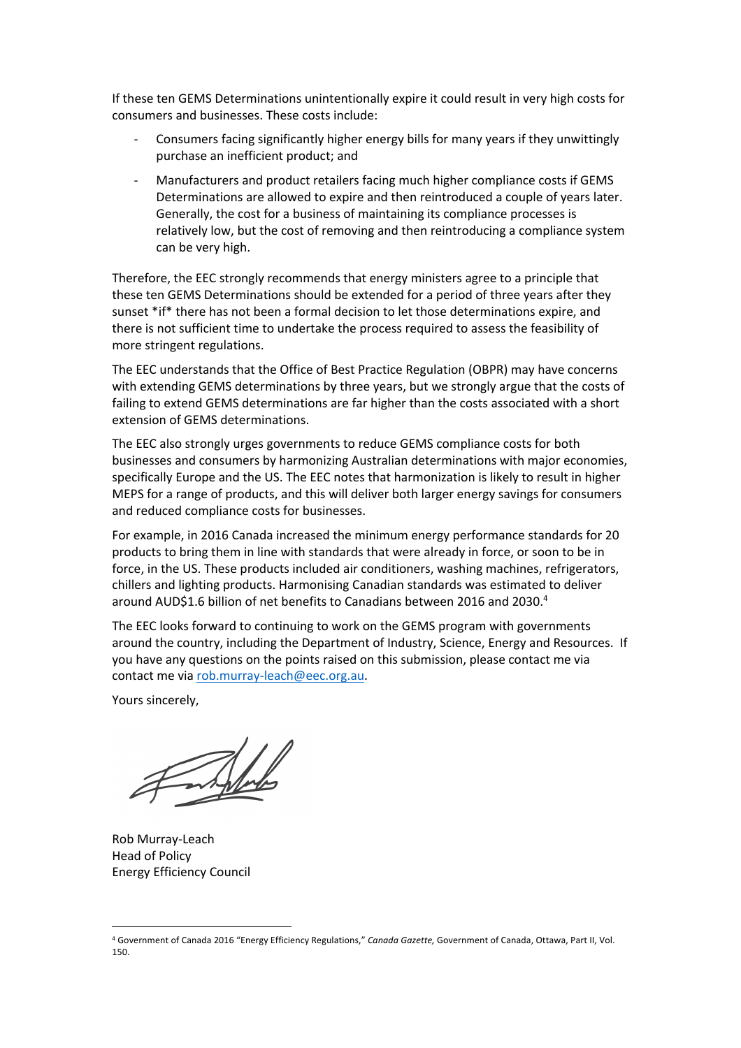If these ten GEMS Determinations unintentionally expire it could result in very high costs for consumers and businesses. These costs include:

- Consumers facing significantly higher energy bills for many years if they unwittingly purchase an inefficient product; and
- Manufacturers and product retailers facing much higher compliance costs if GEMS Determinations are allowed to expire and then reintroduced a couple of years later. Generally, the cost for a business of maintaining its compliance processes is relatively low, but the cost of removing and then reintroducing a compliance system can be very high.

Therefore, the EEC strongly recommends that energy ministers agree to a principle that these ten GEMS Determinations should be extended for a period of three years after they sunset *if* there has not been a formal decision to let those determinations expire, and there is not sufficient time to undertake the process required to assess the feasibility of more stringent regulations.

The EEC understands that the Office of Best Practice Regulation (OBPR) may have concerns with extending GEMS determinations by three years, but we strongly argue that the costs of failing to extend GEMS determinations are far higher than the costs associated with a short extension of GEMS determinations.

The EEC also strongly urges governments to reduce GEMS compliance costs for both businesses and consumers by harmonizing Australian determinations with major economies, specifically Europe and the US. The EEC notes that harmonization is likely to result in higher MEPS for a range of products, and this will deliver both larger energy savings for consumers and reduced compliance costs for businesses.

For example, in 2016 Canada increased the minimum energy performance standards for 20 products to bring them in line with standards that were already in force, or soon to be in force, in the US. These products included air conditioners, washing machines, refrigerators, chillers and lighting products. Harmonising Canadian standards was estimated to deliver around AUD$1.6 billion of net benefits to Canadians between 2016 and 2030.[4]

The EEC looks forward to continuing to work on the GEMS program with governments around the country, including the Department of Industry, Science, Energy and Resources. If you have any questions on the points raised on this submission, please contact me via contact me via rob.murray-leach@eec.org.au.

Yours sincerely,

Rob Murray-Leach
Head of Policy
Energy Efficiency Council

[4] Government of Canada 2016 "Energy Efficiency Regulations," *Canada Gazette,* Government of Canada, Ottawa, Part II, Vol. 150.